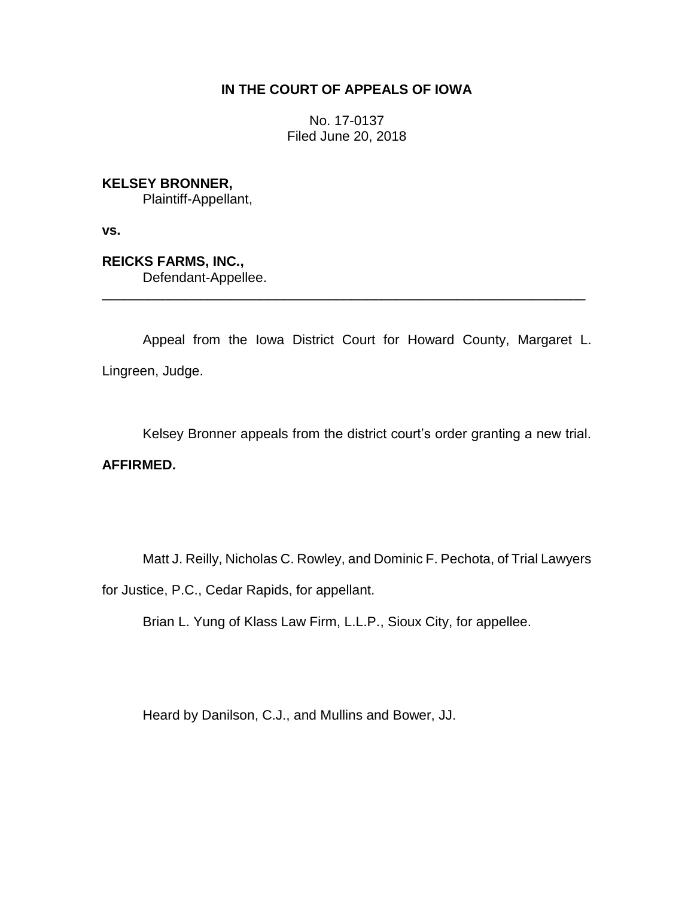# IN THE COURT OF APPEALS OF IOWA

No. 17-0137
Filed June 20, 2018

**KELSEY BRONNER,**
Plaintiff-Appellant,

**vs.**

**REICKS FARMS, INC.,**
Defendant-Appellee.

---

Appeal from the Iowa District Court for Howard County, Margaret L. Lingreen, Judge.

Kelsey Bronner appeals from the district court's order granting a new trial.

**AFFIRMED.**

Matt J. Reilly, Nicholas C. Rowley, and Dominic F. Pechota, of Trial Lawyers for Justice, P.C., Cedar Rapids, for appellant.

Brian L. Yung of Klass Law Firm, L.L.P., Sioux City, for appellee.

Heard by Danilson, C.J., and Mullins and Bower, JJ.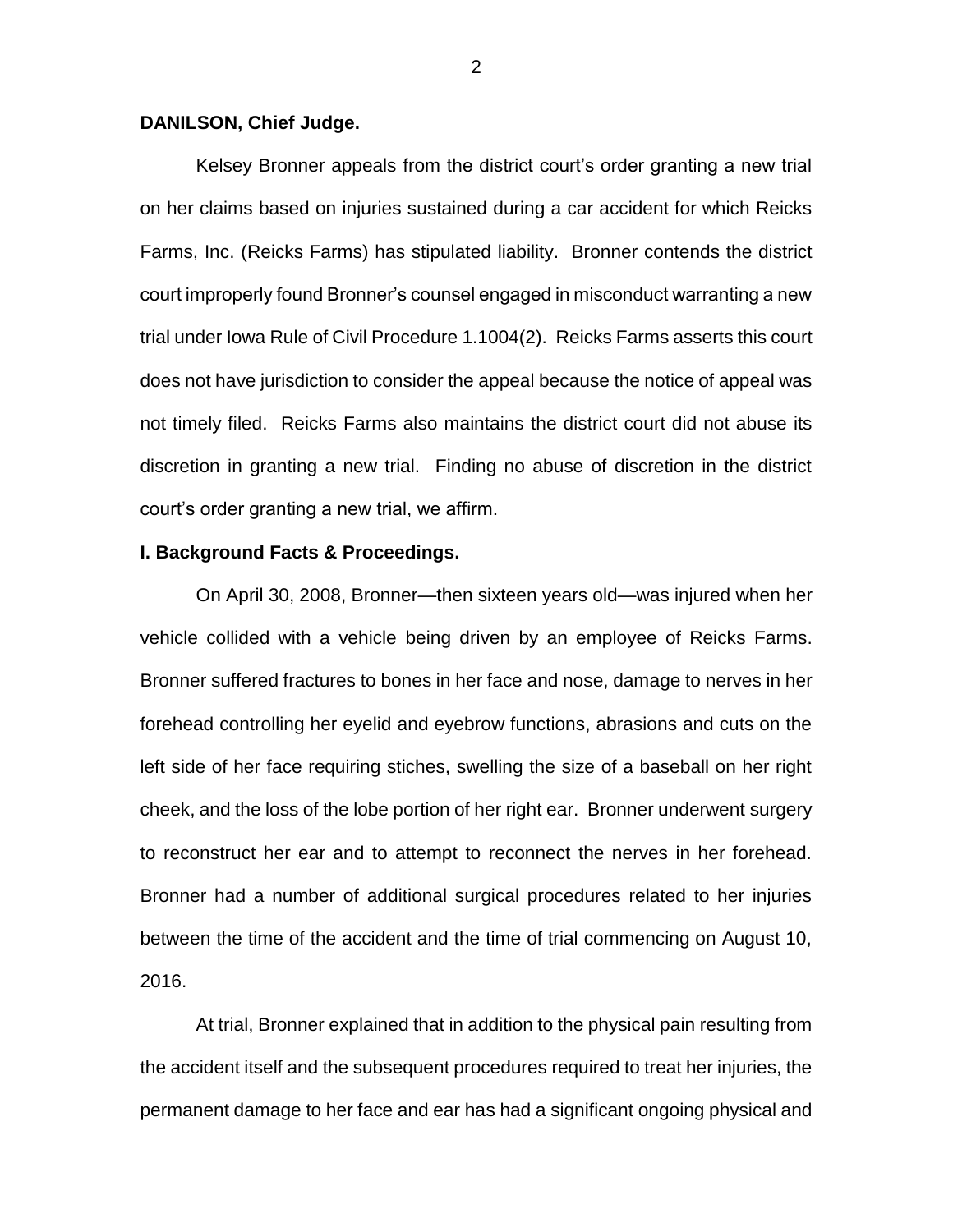**DANILSON, Chief Judge.**

Kelsey Bronner appeals from the district court's order granting a new trial on her claims based on injuries sustained during a car accident for which Reicks Farms, Inc. (Reicks Farms) has stipulated liability. Bronner contends the district court improperly found Bronner's counsel engaged in misconduct warranting a new trial under Iowa Rule of Civil Procedure 1.1004(2). Reicks Farms asserts this court does not have jurisdiction to consider the appeal because the notice of appeal was not timely filed. Reicks Farms also maintains the district court did not abuse its discretion in granting a new trial. Finding no abuse of discretion in the district court's order granting a new trial, we affirm.

**I. Background Facts & Proceedings.**

On April 30, 2008, Bronner—then sixteen years old—was injured when her vehicle collided with a vehicle being driven by an employee of Reicks Farms. Bronner suffered fractures to bones in her face and nose, damage to nerves in her forehead controlling her eyelid and eyebrow functions, abrasions and cuts on the left side of her face requiring stiches, swelling the size of a baseball on her right cheek, and the loss of the lobe portion of her right ear. Bronner underwent surgery to reconstruct her ear and to attempt to reconnect the nerves in her forehead. Bronner had a number of additional surgical procedures related to her injuries between the time of the accident and the time of trial commencing on August 10, 2016.

At trial, Bronner explained that in addition to the physical pain resulting from the accident itself and the subsequent procedures required to treat her injuries, the permanent damage to her face and ear has had a significant ongoing physical and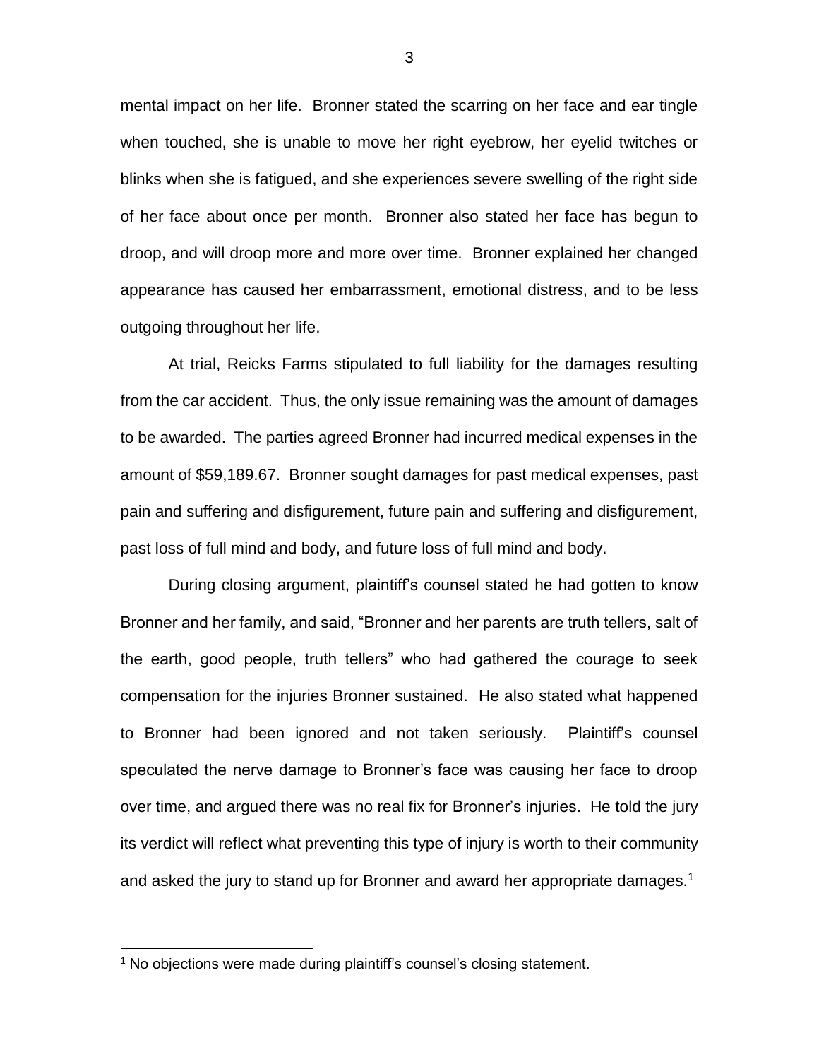mental impact on her life. Bronner stated the scarring on her face and ear tingle when touched, she is unable to move her right eyebrow, her eyelid twitches or blinks when she is fatigued, and she experiences severe swelling of the right side of her face about once per month. Bronner also stated her face has begun to droop, and will droop more and more over time. Bronner explained her changed appearance has caused her embarrassment, emotional distress, and to be less outgoing throughout her life.

At trial, Reicks Farms stipulated to full liability for the damages resulting from the car accident. Thus, the only issue remaining was the amount of damages to be awarded. The parties agreed Bronner had incurred medical expenses in the amount of $59,189.67. Bronner sought damages for past medical expenses, past pain and suffering and disfigurement, future pain and suffering and disfigurement, past loss of full mind and body, and future loss of full mind and body.

During closing argument, plaintiff's counsel stated he had gotten to know Bronner and her family, and said, "Bronner and her parents are truth tellers, salt of the earth, good people, truth tellers" who had gathered the courage to seek compensation for the injuries Bronner sustained. He also stated what happened to Bronner had been ignored and not taken seriously. Plaintiff's counsel speculated the nerve damage to Bronner's face was causing her face to droop over time, and argued there was no real fix for Bronner's injuries. He told the jury its verdict will reflect what preventing this type of injury is worth to their community and asked the jury to stand up for Bronner and award her appropriate damages.[1]

[1] No objections were made during plaintiff's counsel's closing statement.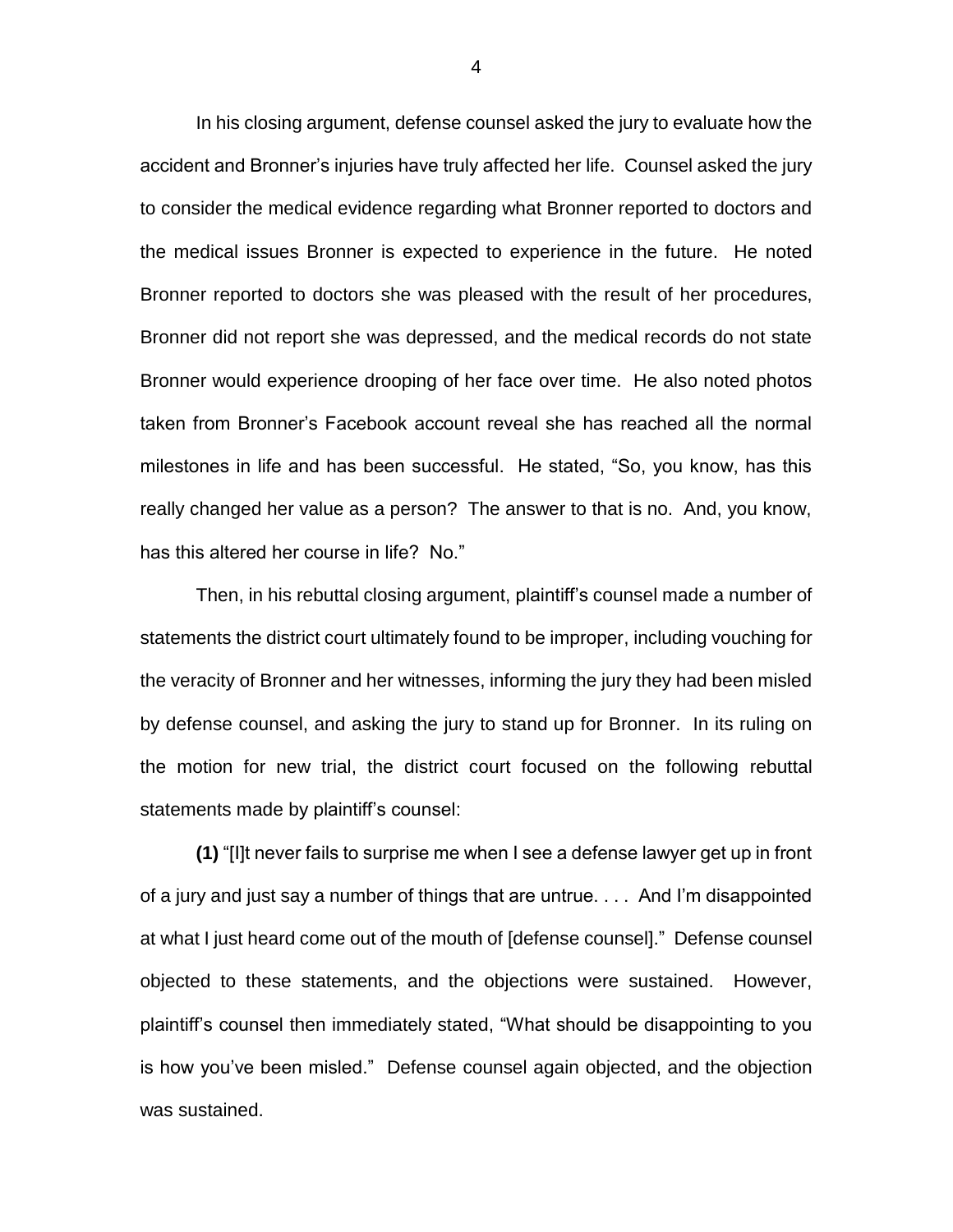In his closing argument, defense counsel asked the jury to evaluate how the accident and Bronner's injuries have truly affected her life. Counsel asked the jury to consider the medical evidence regarding what Bronner reported to doctors and the medical issues Bronner is expected to experience in the future. He noted Bronner reported to doctors she was pleased with the result of her procedures, Bronner did not report she was depressed, and the medical records do not state Bronner would experience drooping of her face over time. He also noted photos taken from Bronner's Facebook account reveal she has reached all the normal milestones in life and has been successful. He stated, "So, you know, has this really changed her value as a person? The answer to that is no. And, you know, has this altered her course in life? No."

Then, in his rebuttal closing argument, plaintiff's counsel made a number of statements the district court ultimately found to be improper, including vouching for the veracity of Bronner and her witnesses, informing the jury they had been misled by defense counsel, and asking the jury to stand up for Bronner. In its ruling on the motion for new trial, the district court focused on the following rebuttal statements made by plaintiff's counsel:

**(1)** "[I]t never fails to surprise me when I see a defense lawyer get up in front of a jury and just say a number of things that are untrue. . . . And I'm disappointed at what I just heard come out of the mouth of [defense counsel]." Defense counsel objected to these statements, and the objections were sustained. However, plaintiff's counsel then immediately stated, "What should be disappointing to you is how you've been misled." Defense counsel again objected, and the objection was sustained.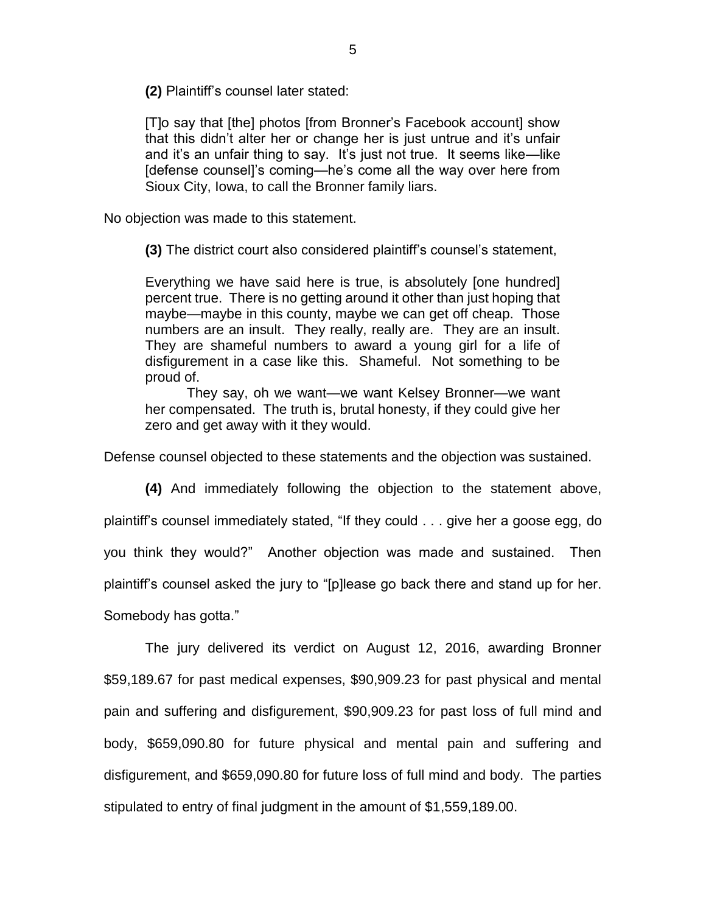**(2)** Plaintiff's counsel later stated:

> [T]o say that [the] photos [from Bronner's Facebook account] show that this didn't alter her or change her is just untrue and it's unfair and it's an unfair thing to say. It's just not true. It seems like—like [defense counsel]'s coming—he's come all the way over here from Sioux City, Iowa, to call the Bronner family liars.

No objection was made to this statement.

> **(3)** The district court also considered plaintiff's counsel's statement,

> Everything we have said here is true, is absolutely [one hundred] percent true. There is no getting around it other than just hoping that maybe—maybe in this county, maybe we can get off cheap. Those numbers are an insult. They really, really are. They are an insult. They are shameful numbers to award a young girl for a life of disfigurement in a case like this. Shameful. Not something to be proud of.
>
> They say, oh we want—we want Kelsey Bronner—we want her compensated. The truth is, brutal honesty, if they could give her zero and get away with it they would.

Defense counsel objected to these statements and the objection was sustained.

**(4)** And immediately following the objection to the statement above, plaintiff's counsel immediately stated, "If they could . . . give her a goose egg, do you think they would?" Another objection was made and sustained. Then plaintiff's counsel asked the jury to "[p]lease go back there and stand up for her. Somebody has gotta."

The jury delivered its verdict on August 12, 2016, awarding Bronner $59,189.67 for past medical expenses, $90,909.23 for past physical and mental pain and suffering and disfigurement, $90,909.23 for past loss of full mind and body, $659,090.80 for future physical and mental pain and suffering and disfigurement, and $659,090.80 for future loss of full mind and body. The parties stipulated to entry of final judgment in the amount of $1,559,189.00.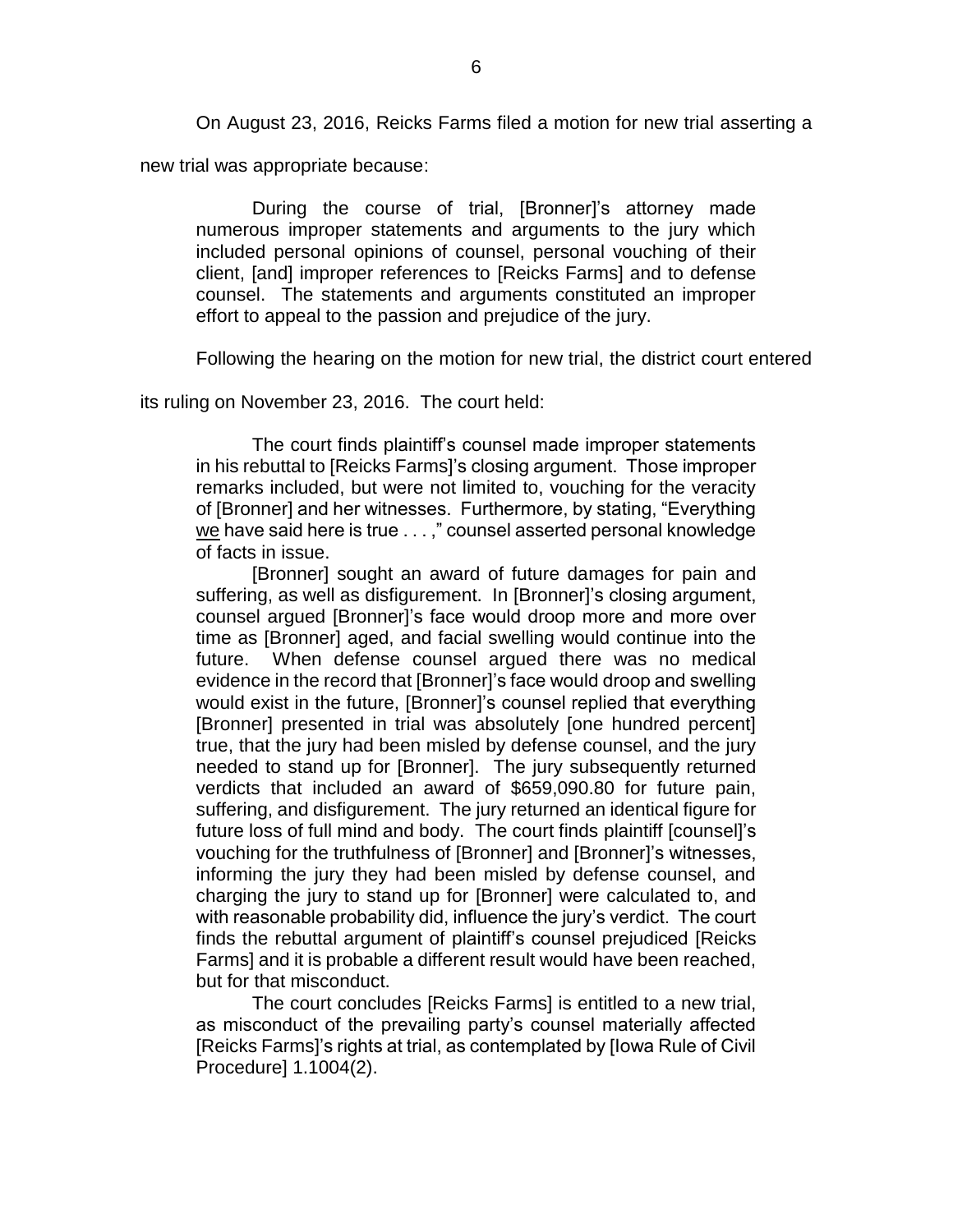On August 23, 2016, Reicks Farms filed a motion for new trial asserting a new trial was appropriate because:

> During the course of trial, [Bronner]'s attorney made numerous improper statements and arguments to the jury which included personal opinions of counsel, personal vouching of their client, [and] improper references to [Reicks Farms] and to defense counsel. The statements and arguments constituted an improper effort to appeal to the passion and prejudice of the jury.

Following the hearing on the motion for new trial, the district court entered its ruling on November 23, 2016. The court held:

> The court finds plaintiff's counsel made improper statements in his rebuttal to [Reicks Farms]'s closing argument. Those improper remarks included, but were not limited to, vouching for the veracity of [Bronner] and her witnesses. Furthermore, by stating, "Everything <u>we</u> have said here is true . . . ," counsel asserted personal knowledge of facts in issue.
>
> [Bronner] sought an award of future damages for pain and suffering, as well as disfigurement. In [Bronner]'s closing argument, counsel argued [Bronner]'s face would droop more and more over time as [Bronner] aged, and facial swelling would continue into the future. When defense counsel argued there was no medical evidence in the record that [Bronner]'s face would droop and swelling would exist in the future, [Bronner]'s counsel replied that everything [Bronner] presented in trial was absolutely [one hundred percent] true, that the jury had been misled by defense counsel, and the jury needed to stand up for [Bronner]. The jury subsequently returned verdicts that included an award of $659,090.80 for future pain, suffering, and disfigurement. The jury returned an identical figure for future loss of full mind and body. The court finds plaintiff [counsel]'s vouching for the truthfulness of [Bronner] and [Bronner]'s witnesses, informing the jury they had been misled by defense counsel, and charging the jury to stand up for [Bronner] were calculated to, and with reasonable probability did, influence the jury's verdict. The court finds the rebuttal argument of plaintiff's counsel prejudiced [Reicks Farms] and it is probable a different result would have been reached, but for that misconduct.
>
> The court concludes [Reicks Farms] is entitled to a new trial, as misconduct of the prevailing party's counsel materially affected [Reicks Farms]'s rights at trial, as contemplated by [Iowa Rule of Civil Procedure] 1.1004(2).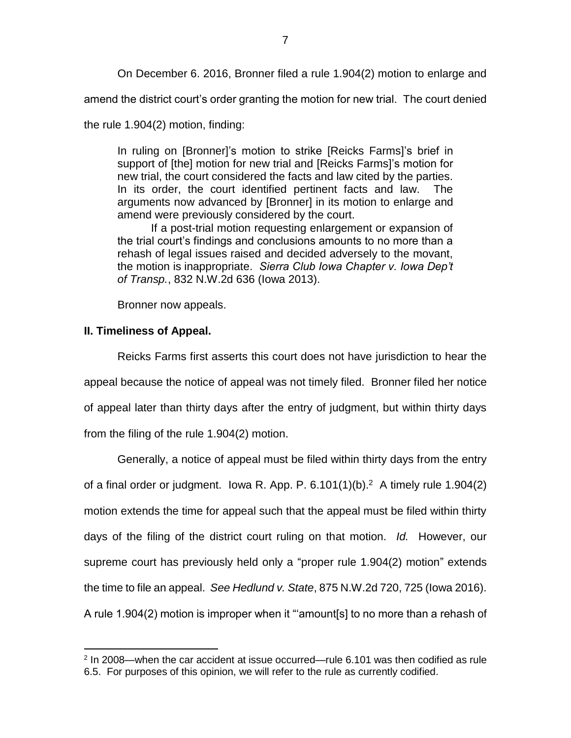On December 6. 2016, Bronner filed a rule 1.904(2) motion to enlarge and amend the district court's order granting the motion for new trial. The court denied the rule 1.904(2) motion, finding:

> In ruling on [Bronner]'s motion to strike [Reicks Farms]'s brief in support of [the] motion for new trial and [Reicks Farms]'s motion for new trial, the court considered the facts and law cited by the parties. In its order, the court identified pertinent facts and law. The arguments now advanced by [Bronner] in its motion to enlarge and amend were previously considered by the court.
>
> If a post-trial motion requesting enlargement or expansion of the trial court's findings and conclusions amounts to no more than a rehash of legal issues raised and decided adversely to the movant, the motion is inappropriate. *Sierra Club Iowa Chapter v. Iowa Dep't of Transp.*, 832 N.W.2d 636 (Iowa 2013).

Bronner now appeals.

**II. Timeliness of Appeal.**

Reicks Farms first asserts this court does not have jurisdiction to hear the appeal because the notice of appeal was not timely filed. Bronner filed her notice of appeal later than thirty days after the entry of judgment, but within thirty days from the filing of the rule 1.904(2) motion.

Generally, a notice of appeal must be filed within thirty days from the entry of a final order or judgment. Iowa R. App. P. 6.101(1)(b).[2] A timely rule 1.904(2) motion extends the time for appeal such that the appeal must be filed within thirty days of the filing of the district court ruling on that motion. *Id.* However, our supreme court has previously held only a "proper rule 1.904(2) motion" extends the time to file an appeal. *See Hedlund v. State*, 875 N.W.2d 720, 725 (Iowa 2016). A rule 1.904(2) motion is improper when it "'amount[s] to no more than a rehash of

---

[2] In 2008—when the car accident at issue occurred—rule 6.101 was then codified as rule 6.5. For purposes of this opinion, we will refer to the rule as currently codified.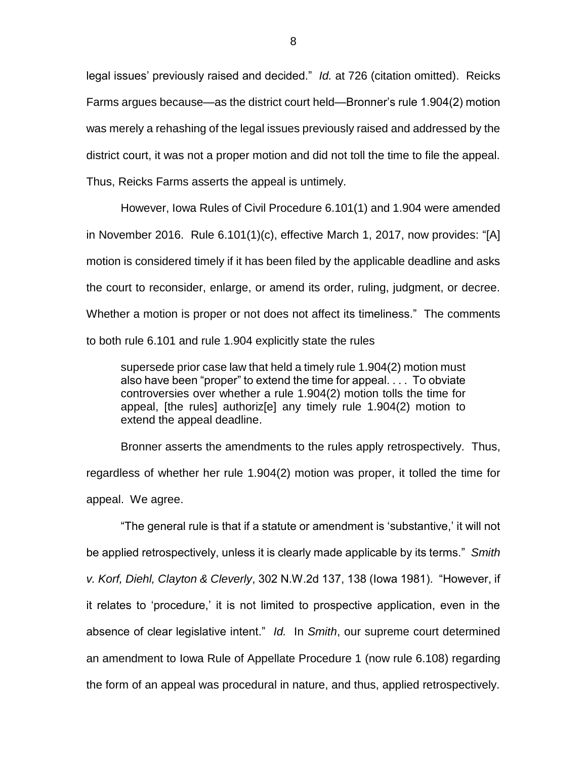legal issues' previously raised and decided." *Id.* at 726 (citation omitted). Reicks Farms argues because—as the district court held—Bronner's rule 1.904(2) motion was merely a rehashing of the legal issues previously raised and addressed by the district court, it was not a proper motion and did not toll the time to file the appeal. Thus, Reicks Farms asserts the appeal is untimely.

However, Iowa Rules of Civil Procedure 6.101(1) and 1.904 were amended in November 2016. Rule 6.101(1)(c), effective March 1, 2017, now provides: "[A] motion is considered timely if it has been filed by the applicable deadline and asks the court to reconsider, enlarge, or amend its order, ruling, judgment, or decree. Whether a motion is proper or not does not affect its timeliness." The comments to both rule 6.101 and rule 1.904 explicitly state the rules

> supersede prior case law that held a timely rule 1.904(2) motion must also have been "proper" to extend the time for appeal. . . . To obviate controversies over whether a rule 1.904(2) motion tolls the time for appeal, [the rules] authoriz[e] any timely rule 1.904(2) motion to extend the appeal deadline.

Bronner asserts the amendments to the rules apply retrospectively. Thus, regardless of whether her rule 1.904(2) motion was proper, it tolled the time for appeal. We agree.

"The general rule is that if a statute or amendment is 'substantive,' it will not be applied retrospectively, unless it is clearly made applicable by its terms." *Smith v. Korf, Diehl, Clayton & Cleverly*, 302 N.W.2d 137, 138 (Iowa 1981). "However, if it relates to 'procedure,' it is not limited to prospective application, even in the absence of clear legislative intent." *Id.* In *Smith*, our supreme court determined an amendment to Iowa Rule of Appellate Procedure 1 (now rule 6.108) regarding the form of an appeal was procedural in nature, and thus, applied retrospectively.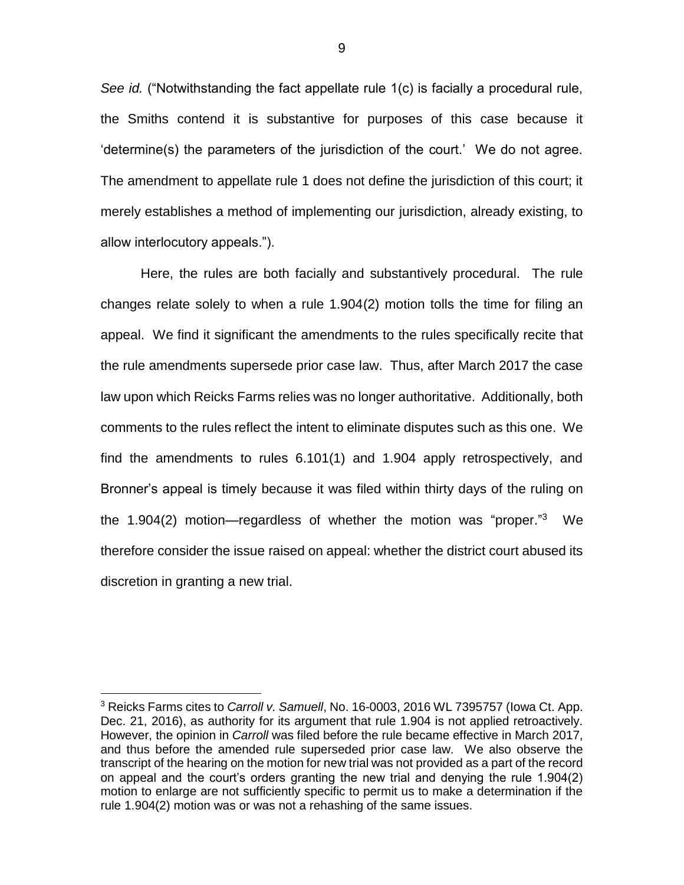*See id.* ("Notwithstanding the fact appellate rule 1(c) is facially a procedural rule, the Smiths contend it is substantive for purposes of this case because it 'determine(s) the parameters of the jurisdiction of the court.' We do not agree. The amendment to appellate rule 1 does not define the jurisdiction of this court; it merely establishes a method of implementing our jurisdiction, already existing, to allow interlocutory appeals.").

Here, the rules are both facially and substantively procedural. The rule changes relate solely to when a rule 1.904(2) motion tolls the time for filing an appeal. We find it significant the amendments to the rules specifically recite that the rule amendments supersede prior case law. Thus, after March 2017 the case law upon which Reicks Farms relies was no longer authoritative. Additionally, both comments to the rules reflect the intent to eliminate disputes such as this one. We find the amendments to rules 6.101(1) and 1.904 apply retrospectively, and Bronner's appeal is timely because it was filed within thirty days of the ruling on the 1.904(2) motion—regardless of whether the motion was "proper."[3] We therefore consider the issue raised on appeal: whether the district court abused its discretion in granting a new trial.

[3] Reicks Farms cites to *Carroll v. Samuell*, No. 16-0003, 2016 WL 7395757 (Iowa Ct. App. Dec. 21, 2016), as authority for its argument that rule 1.904 is not applied retroactively. However, the opinion in *Carroll* was filed before the rule became effective in March 2017, and thus before the amended rule superseded prior case law. We also observe the transcript of the hearing on the motion for new trial was not provided as a part of the record on appeal and the court's orders granting the new trial and denying the rule 1.904(2) motion to enlarge are not sufficiently specific to permit us to make a determination if the rule 1.904(2) motion was or was not a rehashing of the same issues.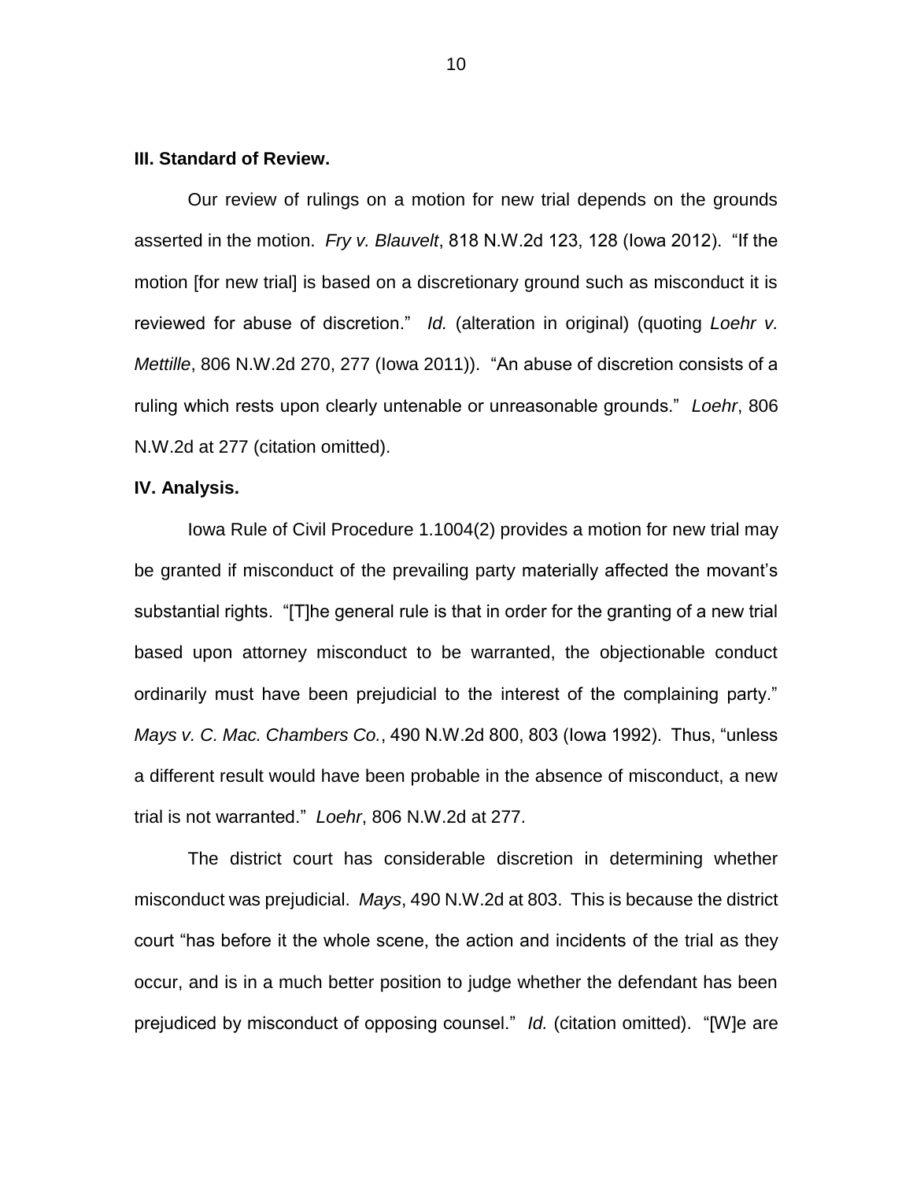**III. Standard of Review.**

Our review of rulings on a motion for new trial depends on the grounds asserted in the motion. *Fry v. Blauvelt*, 818 N.W.2d 123, 128 (Iowa 2012). "If the motion [for new trial] is based on a discretionary ground such as misconduct it is reviewed for abuse of discretion." *Id.* (alteration in original) (quoting *Loehr v. Mettille*, 806 N.W.2d 270, 277 (Iowa 2011)). "An abuse of discretion consists of a ruling which rests upon clearly untenable or unreasonable grounds." *Loehr*, 806 N.W.2d at 277 (citation omitted).

**IV. Analysis.**

Iowa Rule of Civil Procedure 1.1004(2) provides a motion for new trial may be granted if misconduct of the prevailing party materially affected the movant's substantial rights. "[T]he general rule is that in order for the granting of a new trial based upon attorney misconduct to be warranted, the objectionable conduct ordinarily must have been prejudicial to the interest of the complaining party." *Mays v. C. Mac. Chambers Co.*, 490 N.W.2d 800, 803 (Iowa 1992). Thus, "unless a different result would have been probable in the absence of misconduct, a new trial is not warranted." *Loehr*, 806 N.W.2d at 277.

The district court has considerable discretion in determining whether misconduct was prejudicial. *Mays*, 490 N.W.2d at 803. This is because the district court "has before it the whole scene, the action and incidents of the trial as they occur, and is in a much better position to judge whether the defendant has been prejudiced by misconduct of opposing counsel." *Id.* (citation omitted). "[W]e are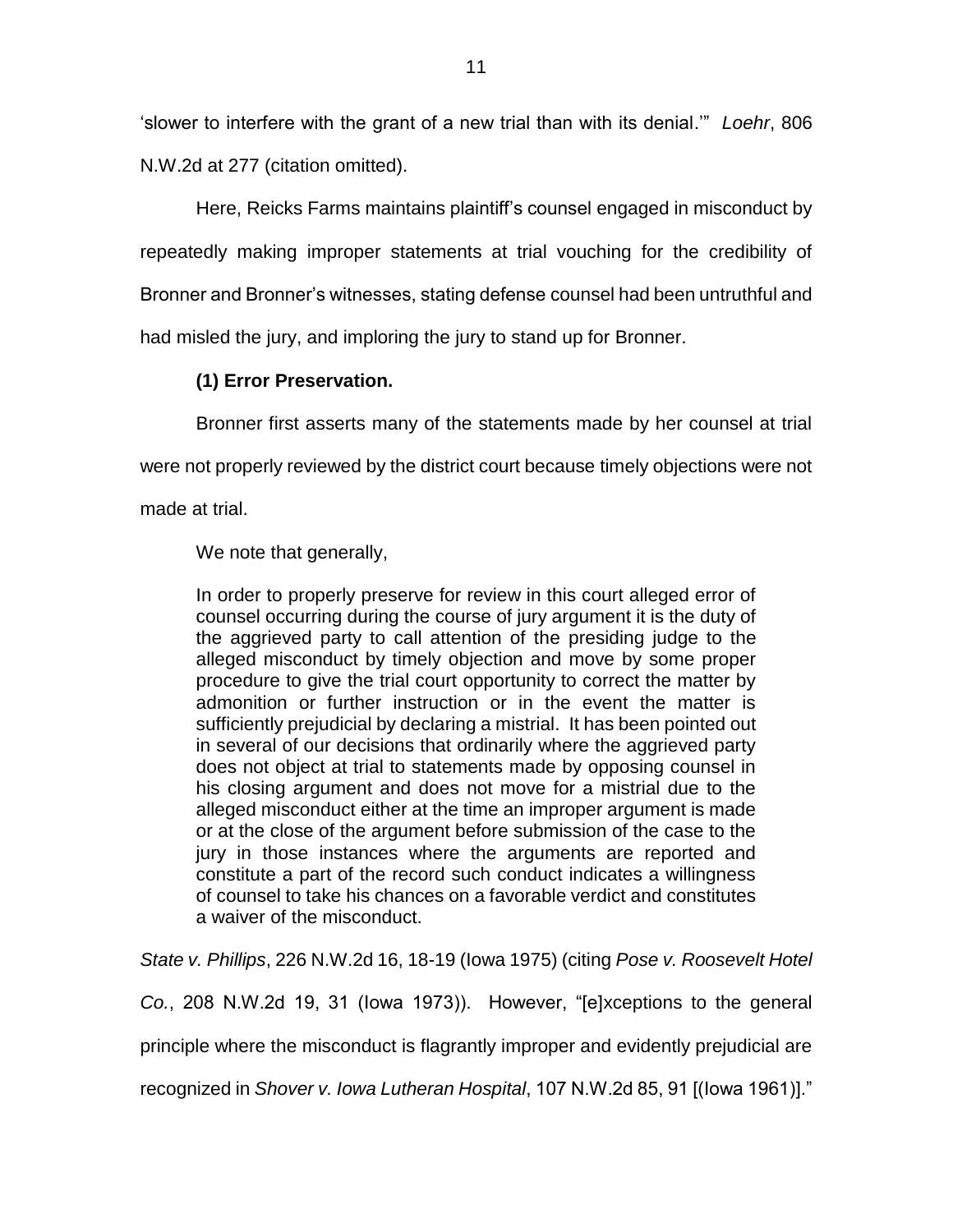'slower to interfere with the grant of a new trial than with its denial.'" *Loehr*, 806 N.W.2d at 277 (citation omitted).

Here, Reicks Farms maintains plaintiff's counsel engaged in misconduct by repeatedly making improper statements at trial vouching for the credibility of Bronner and Bronner's witnesses, stating defense counsel had been untruthful and had misled the jury, and imploring the jury to stand up for Bronner.

**(1) Error Preservation.**

Bronner first asserts many of the statements made by her counsel at trial were not properly reviewed by the district court because timely objections were not made at trial.

We note that generally,

> In order to properly preserve for review in this court alleged error of counsel occurring during the course of jury argument it is the duty of the aggrieved party to call attention of the presiding judge to the alleged misconduct by timely objection and move by some proper procedure to give the trial court opportunity to correct the matter by admonition or further instruction or in the event the matter is sufficiently prejudicial by declaring a mistrial. It has been pointed out in several of our decisions that ordinarily where the aggrieved party does not object at trial to statements made by opposing counsel in his closing argument and does not move for a mistrial due to the alleged misconduct either at the time an improper argument is made or at the close of the argument before submission of the case to the jury in those instances where the arguments are reported and constitute a part of the record such conduct indicates a willingness of counsel to take his chances on a favorable verdict and constitutes a waiver of the misconduct.

*State v. Phillips*, 226 N.W.2d 16, 18-19 (Iowa 1975) (citing *Pose v. Roosevelt Hotel Co.*, 208 N.W.2d 19, 31 (Iowa 1973)). However, "[e]xceptions to the general principle where the misconduct is flagrantly improper and evidently prejudicial are recognized in *Shover v. Iowa Lutheran Hospital*, 107 N.W.2d 85, 91 [(Iowa 1961)]."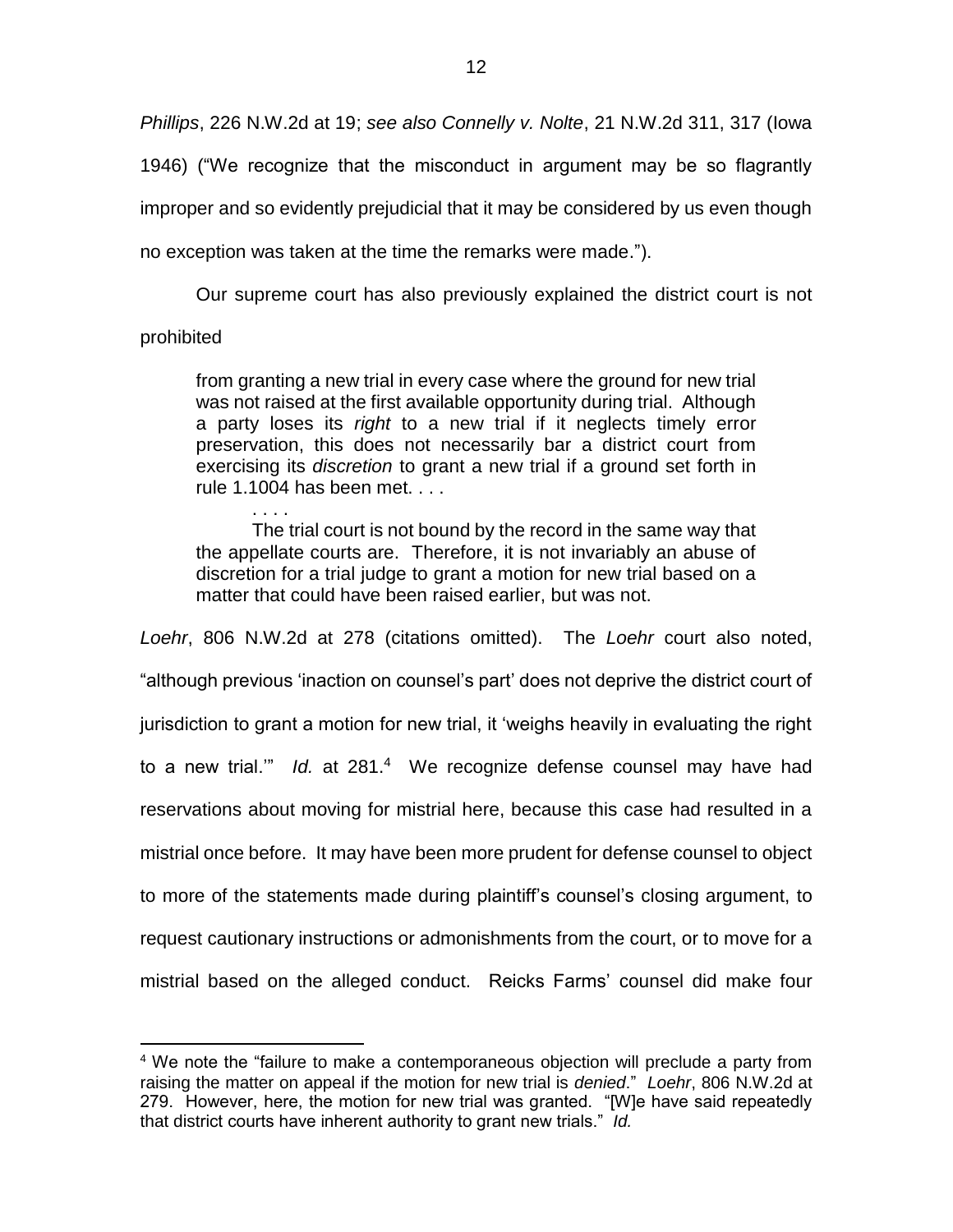*Phillips*, 226 N.W.2d at 19; *see also Connelly v. Nolte*, 21 N.W.2d 311, 317 (Iowa 1946) ("We recognize that the misconduct in argument may be so flagrantly improper and so evidently prejudicial that it may be considered by us even though no exception was taken at the time the remarks were made.").

Our supreme court has also previously explained the district court is not prohibited

> from granting a new trial in every case where the ground for new trial was not raised at the first available opportunity during trial. Although a party loses its *right* to a new trial if it neglects timely error preservation, this does not necessarily bar a district court from exercising its *discretion* to grant a new trial if a ground set forth in rule 1.1004 has been met. . . .
>
> . . . .
>
> The trial court is not bound by the record in the same way that the appellate courts are. Therefore, it is not invariably an abuse of discretion for a trial judge to grant a motion for new trial based on a matter that could have been raised earlier, but was not.

*Loehr*, 806 N.W.2d at 278 (citations omitted). The *Loehr* court also noted, "although previous 'inaction on counsel's part' does not deprive the district court of jurisdiction to grant a motion for new trial, it 'weighs heavily in evaluating the right to a new trial.'" *Id.* at 281.[4] We recognize defense counsel may have had reservations about moving for mistrial here, because this case had resulted in a mistrial once before. It may have been more prudent for defense counsel to object to more of the statements made during plaintiff's counsel's closing argument, to request cautionary instructions or admonishments from the court, or to move for a mistrial based on the alleged conduct. Reicks Farms' counsel did make four

---

[4] We note the "failure to make a contemporaneous objection will preclude a party from raising the matter on appeal if the motion for new trial is *denied*." *Loehr*, 806 N.W.2d at 279. However, here, the motion for new trial was granted. "[W]e have said repeatedly that district courts have inherent authority to grant new trials." *Id.*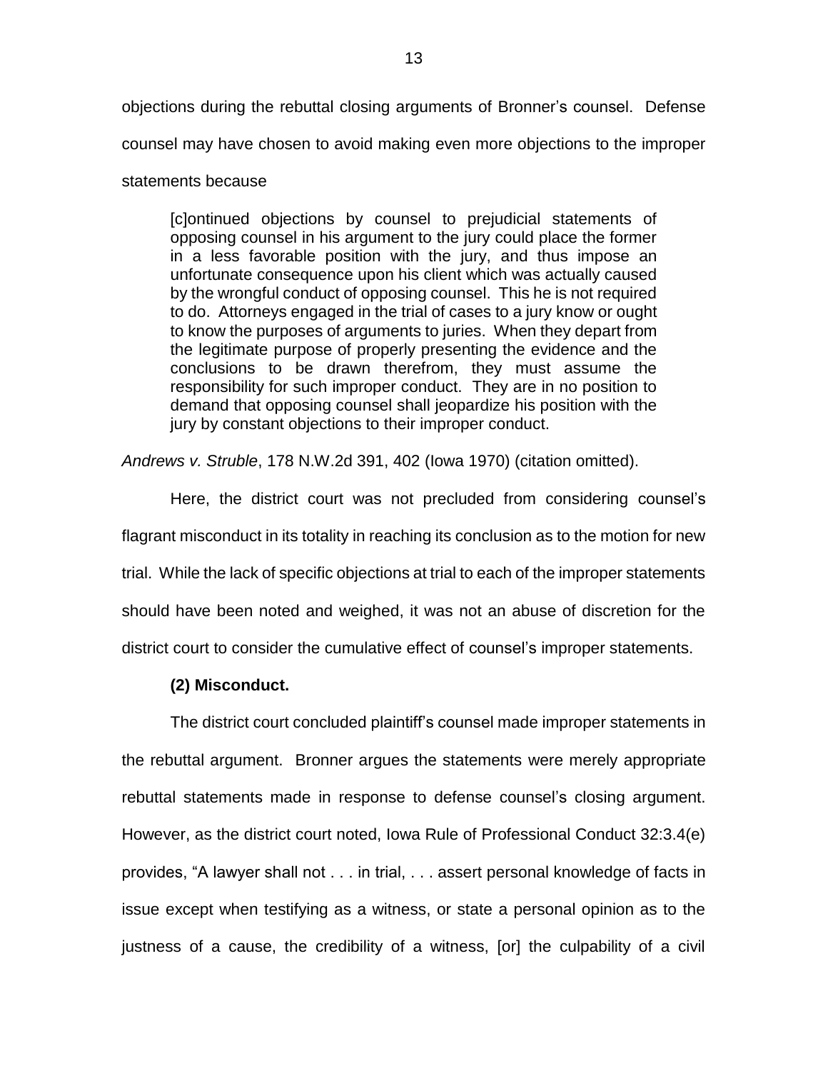objections during the rebuttal closing arguments of Bronner's counsel. Defense counsel may have chosen to avoid making even more objections to the improper statements because

> [c]ontinued objections by counsel to prejudicial statements of opposing counsel in his argument to the jury could place the former in a less favorable position with the jury, and thus impose an unfortunate consequence upon his client which was actually caused by the wrongful conduct of opposing counsel. This he is not required to do. Attorneys engaged in the trial of cases to a jury know or ought to know the purposes of arguments to juries. When they depart from the legitimate purpose of properly presenting the evidence and the conclusions to be drawn therefrom, they must assume the responsibility for such improper conduct. They are in no position to demand that opposing counsel shall jeopardize his position with the jury by constant objections to their improper conduct.

*Andrews v. Struble*, 178 N.W.2d 391, 402 (Iowa 1970) (citation omitted).

Here, the district court was not precluded from considering counsel's flagrant misconduct in its totality in reaching its conclusion as to the motion for new trial. While the lack of specific objections at trial to each of the improper statements should have been noted and weighed, it was not an abuse of discretion for the district court to consider the cumulative effect of counsel's improper statements.

**(2) Misconduct.**

The district court concluded plaintiff's counsel made improper statements in the rebuttal argument. Bronner argues the statements were merely appropriate rebuttal statements made in response to defense counsel's closing argument. However, as the district court noted, Iowa Rule of Professional Conduct 32:3.4(e) provides, "A lawyer shall not . . . in trial, . . . assert personal knowledge of facts in issue except when testifying as a witness, or state a personal opinion as to the justness of a cause, the credibility of a witness, [or] the culpability of a civil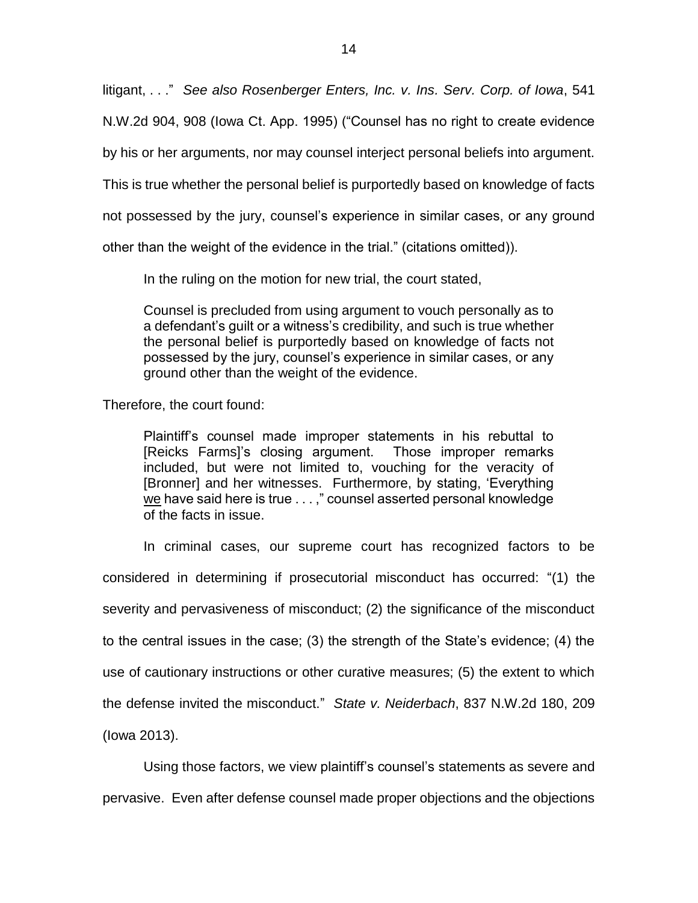litigant, . . ." *See also Rosenberger Enters, Inc. v. Ins. Serv. Corp. of Iowa*, 541 N.W.2d 904, 908 (Iowa Ct. App. 1995) ("Counsel has no right to create evidence by his or her arguments, nor may counsel interject personal beliefs into argument. This is true whether the personal belief is purportedly based on knowledge of facts not possessed by the jury, counsel's experience in similar cases, or any ground other than the weight of the evidence in the trial." (citations omitted)).

In the ruling on the motion for new trial, the court stated,

> Counsel is precluded from using argument to vouch personally as to a defendant's guilt or a witness's credibility, and such is true whether the personal belief is purportedly based on knowledge of facts not possessed by the jury, counsel's experience in similar cases, or any ground other than the weight of the evidence.

Therefore, the court found:

> Plaintiff's counsel made improper statements in his rebuttal to [Reicks Farms]'s closing argument. Those improper remarks included, but were not limited to, vouching for the veracity of [Bronner] and her witnesses. Furthermore, by stating, 'Everything <u>we</u> have said here is true . . . ," counsel asserted personal knowledge of the facts in issue.

In criminal cases, our supreme court has recognized factors to be considered in determining if prosecutorial misconduct has occurred: "(1) the severity and pervasiveness of misconduct; (2) the significance of the misconduct to the central issues in the case; (3) the strength of the State's evidence; (4) the use of cautionary instructions or other curative measures; (5) the extent to which the defense invited the misconduct." *State v. Neiderbach*, 837 N.W.2d 180, 209 (Iowa 2013).

Using those factors, we view plaintiff's counsel's statements as severe and pervasive. Even after defense counsel made proper objections and the objections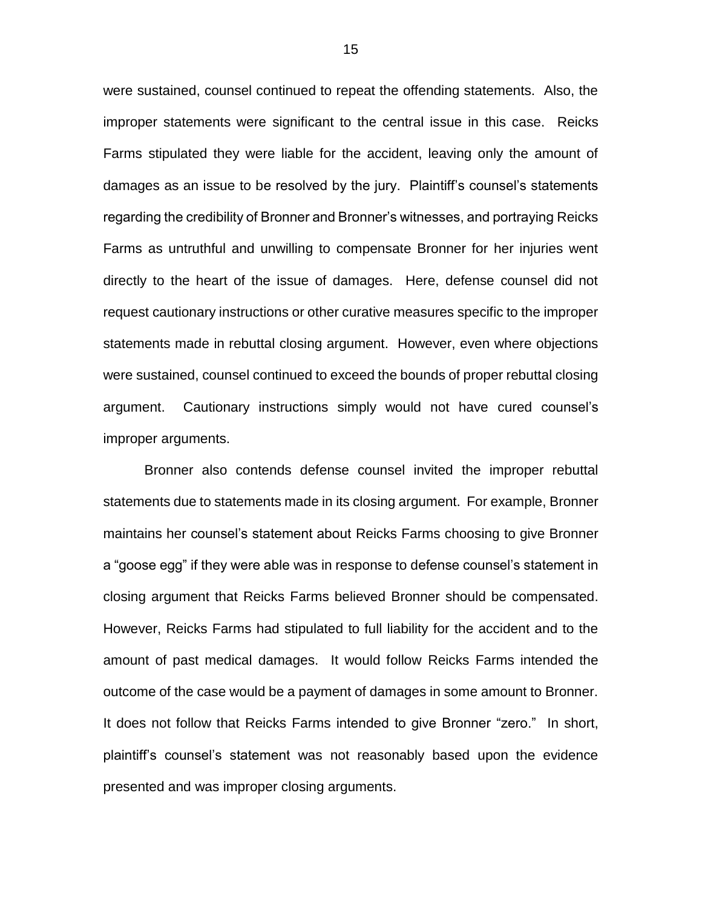were sustained, counsel continued to repeat the offending statements. Also, the improper statements were significant to the central issue in this case. Reicks Farms stipulated they were liable for the accident, leaving only the amount of damages as an issue to be resolved by the jury. Plaintiff's counsel's statements regarding the credibility of Bronner and Bronner's witnesses, and portraying Reicks Farms as untruthful and unwilling to compensate Bronner for her injuries went directly to the heart of the issue of damages. Here, defense counsel did not request cautionary instructions or other curative measures specific to the improper statements made in rebuttal closing argument. However, even where objections were sustained, counsel continued to exceed the bounds of proper rebuttal closing argument. Cautionary instructions simply would not have cured counsel's improper arguments.

Bronner also contends defense counsel invited the improper rebuttal statements due to statements made in its closing argument. For example, Bronner maintains her counsel's statement about Reicks Farms choosing to give Bronner a "goose egg" if they were able was in response to defense counsel's statement in closing argument that Reicks Farms believed Bronner should be compensated. However, Reicks Farms had stipulated to full liability for the accident and to the amount of past medical damages. It would follow Reicks Farms intended the outcome of the case would be a payment of damages in some amount to Bronner. It does not follow that Reicks Farms intended to give Bronner "zero." In short, plaintiff's counsel's statement was not reasonably based upon the evidence presented and was improper closing arguments.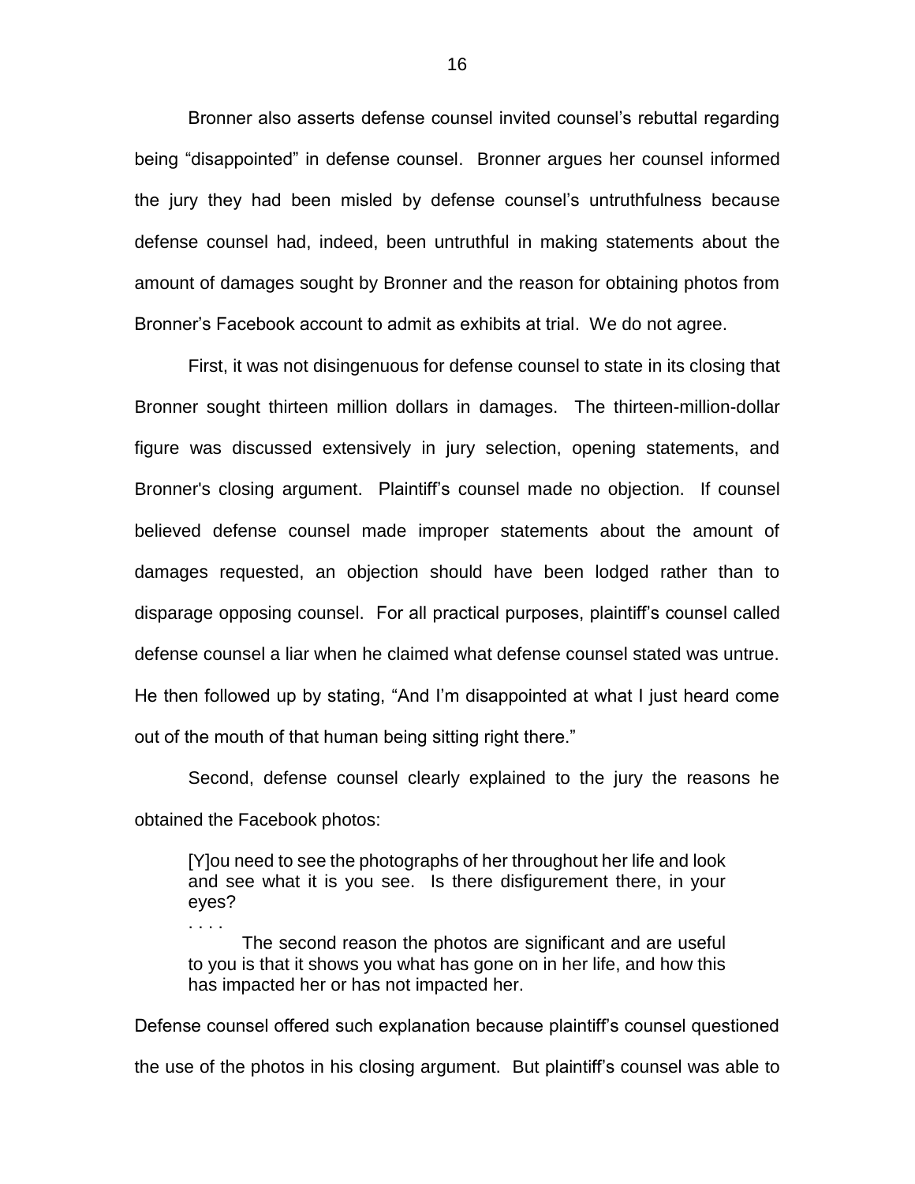Bronner also asserts defense counsel invited counsel's rebuttal regarding being "disappointed" in defense counsel. Bronner argues her counsel informed the jury they had been misled by defense counsel's untruthfulness because defense counsel had, indeed, been untruthful in making statements about the amount of damages sought by Bronner and the reason for obtaining photos from Bronner's Facebook account to admit as exhibits at trial. We do not agree.

First, it was not disingenuous for defense counsel to state in its closing that Bronner sought thirteen million dollars in damages. The thirteen-million-dollar figure was discussed extensively in jury selection, opening statements, and Bronner's closing argument. Plaintiff's counsel made no objection. If counsel believed defense counsel made improper statements about the amount of damages requested, an objection should have been lodged rather than to disparage opposing counsel. For all practical purposes, plaintiff's counsel called defense counsel a liar when he claimed what defense counsel stated was untrue. He then followed up by stating, "And I'm disappointed at what I just heard come out of the mouth of that human being sitting right there."

Second, defense counsel clearly explained to the jury the reasons he obtained the Facebook photos:

> [Y]ou need to see the photographs of her throughout her life and look and see what it is you see. Is there disfigurement there, in your eyes?
>
> . . . .
>
> The second reason the photos are significant and are useful to you is that it shows you what has gone on in her life, and how this has impacted her or has not impacted her.

Defense counsel offered such explanation because plaintiff's counsel questioned the use of the photos in his closing argument. But plaintiff's counsel was able to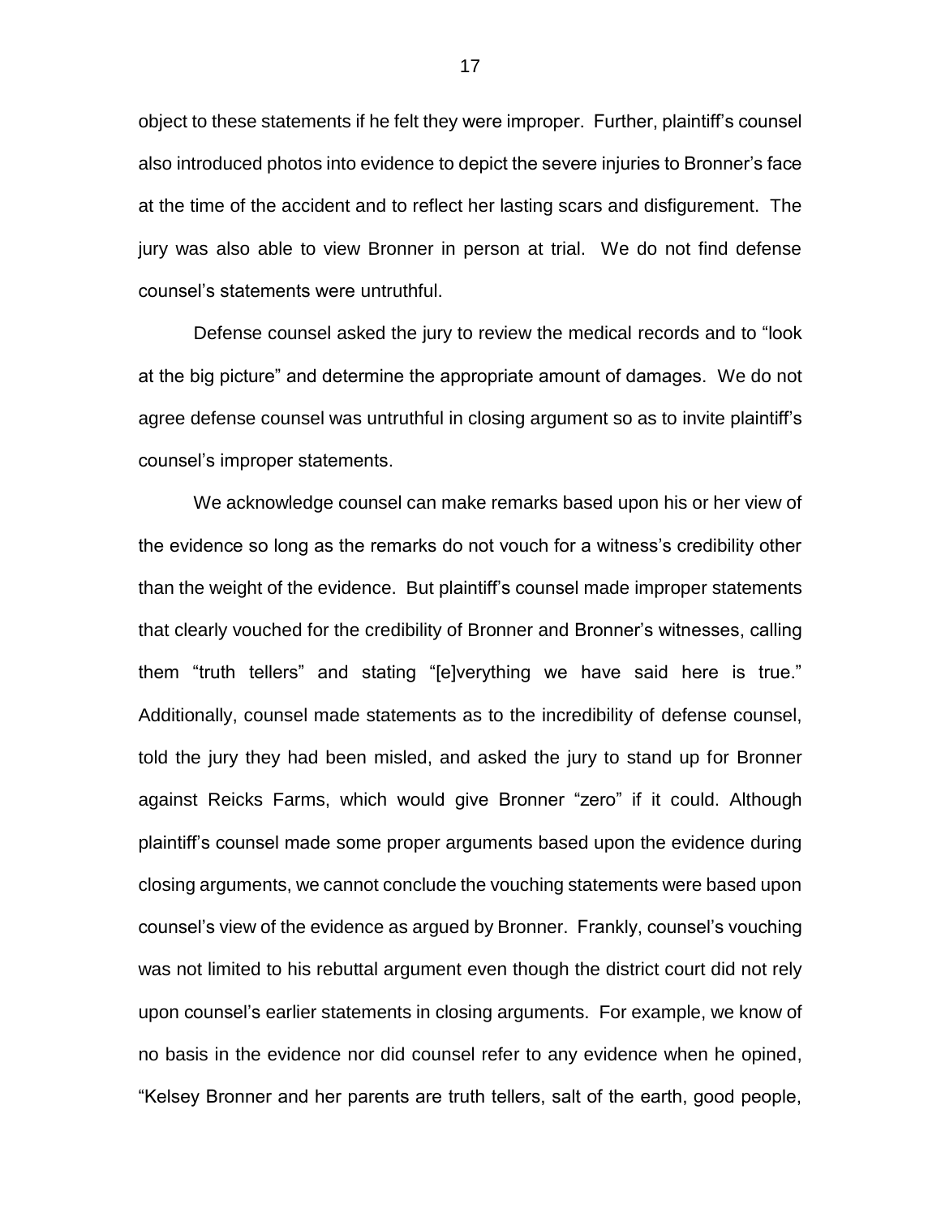object to these statements if he felt they were improper. Further, plaintiff's counsel also introduced photos into evidence to depict the severe injuries to Bronner's face at the time of the accident and to reflect her lasting scars and disfigurement. The jury was also able to view Bronner in person at trial. We do not find defense counsel's statements were untruthful.

Defense counsel asked the jury to review the medical records and to "look at the big picture" and determine the appropriate amount of damages. We do not agree defense counsel was untruthful in closing argument so as to invite plaintiff's counsel's improper statements.

We acknowledge counsel can make remarks based upon his or her view of the evidence so long as the remarks do not vouch for a witness's credibility other than the weight of the evidence. But plaintiff's counsel made improper statements that clearly vouched for the credibility of Bronner and Bronner's witnesses, calling them "truth tellers" and stating "[e]verything we have said here is true." Additionally, counsel made statements as to the incredibility of defense counsel, told the jury they had been misled, and asked the jury to stand up for Bronner against Reicks Farms, which would give Bronner "zero" if it could. Although plaintiff's counsel made some proper arguments based upon the evidence during closing arguments, we cannot conclude the vouching statements were based upon counsel's view of the evidence as argued by Bronner. Frankly, counsel's vouching was not limited to his rebuttal argument even though the district court did not rely upon counsel's earlier statements in closing arguments. For example, we know of no basis in the evidence nor did counsel refer to any evidence when he opined, "Kelsey Bronner and her parents are truth tellers, salt of the earth, good people,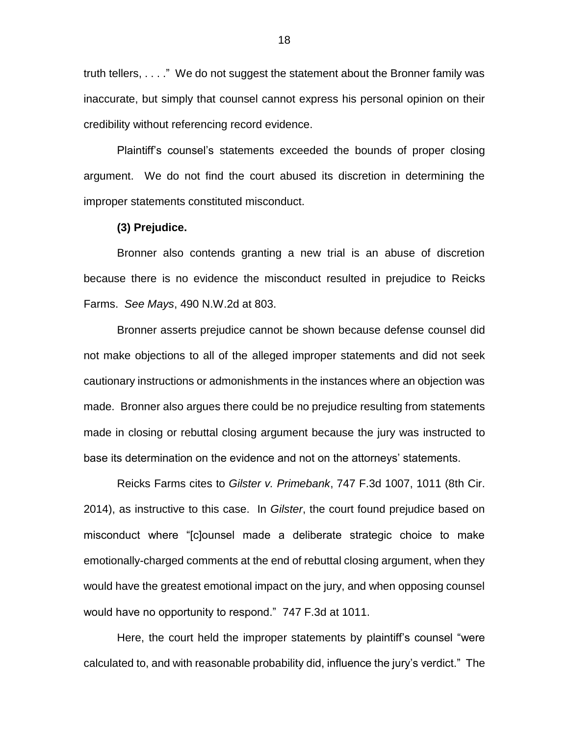truth tellers, . . . ." We do not suggest the statement about the Bronner family was inaccurate, but simply that counsel cannot express his personal opinion on their credibility without referencing record evidence.

Plaintiff's counsel's statements exceeded the bounds of proper closing argument. We do not find the court abused its discretion in determining the improper statements constituted misconduct.

**(3) Prejudice.**

Bronner also contends granting a new trial is an abuse of discretion because there is no evidence the misconduct resulted in prejudice to Reicks Farms. *See Mays*, 490 N.W.2d at 803.

Bronner asserts prejudice cannot be shown because defense counsel did not make objections to all of the alleged improper statements and did not seek cautionary instructions or admonishments in the instances where an objection was made. Bronner also argues there could be no prejudice resulting from statements made in closing or rebuttal closing argument because the jury was instructed to base its determination on the evidence and not on the attorneys' statements.

Reicks Farms cites to *Gilster v. Primebank*, 747 F.3d 1007, 1011 (8th Cir. 2014), as instructive to this case. In *Gilster*, the court found prejudice based on misconduct where "[c]ounsel made a deliberate strategic choice to make emotionally-charged comments at the end of rebuttal closing argument, when they would have the greatest emotional impact on the jury, and when opposing counsel would have no opportunity to respond." 747 F.3d at 1011.

Here, the court held the improper statements by plaintiff's counsel "were calculated to, and with reasonable probability did, influence the jury's verdict." The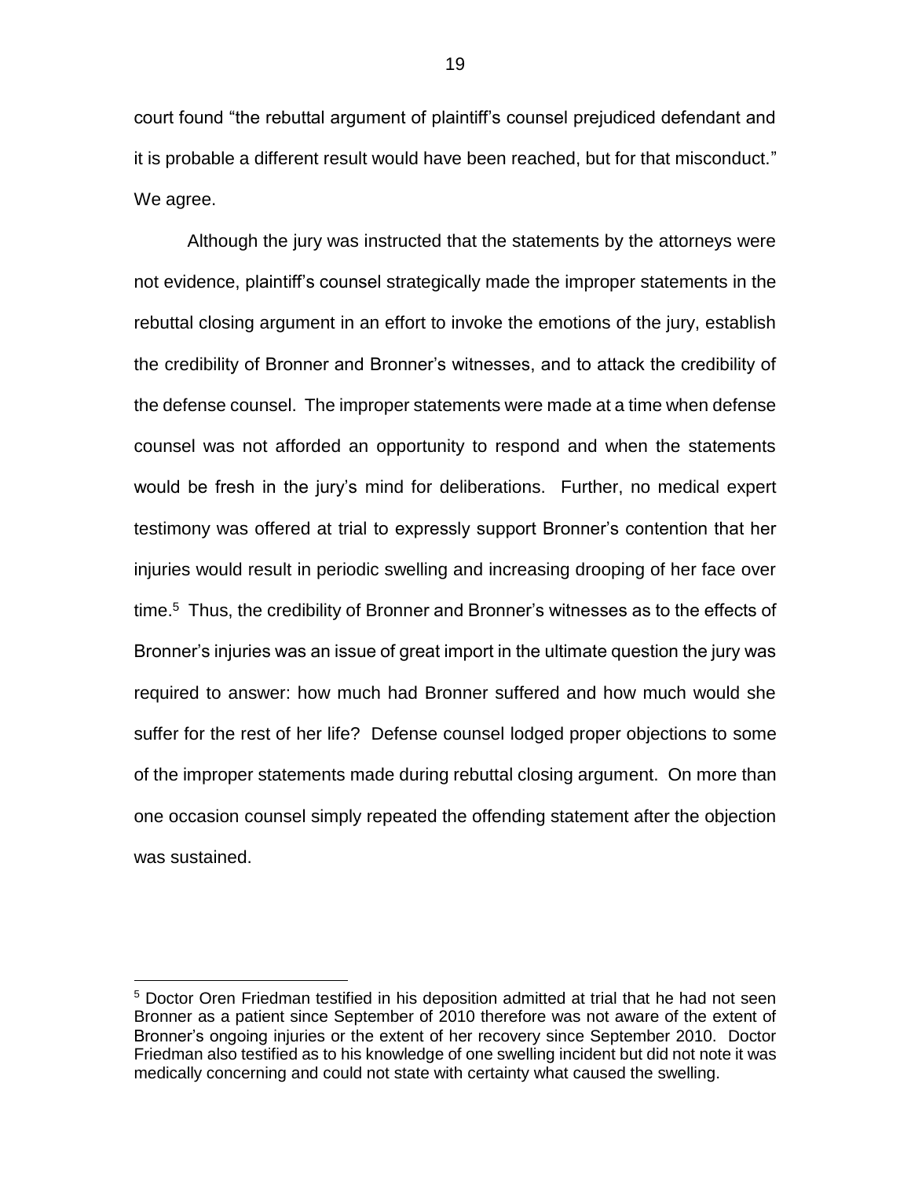court found "the rebuttal argument of plaintiff's counsel prejudiced defendant and it is probable a different result would have been reached, but for that misconduct." We agree.

Although the jury was instructed that the statements by the attorneys were not evidence, plaintiff's counsel strategically made the improper statements in the rebuttal closing argument in an effort to invoke the emotions of the jury, establish the credibility of Bronner and Bronner's witnesses, and to attack the credibility of the defense counsel. The improper statements were made at a time when defense counsel was not afforded an opportunity to respond and when the statements would be fresh in the jury's mind for deliberations. Further, no medical expert testimony was offered at trial to expressly support Bronner's contention that her injuries would result in periodic swelling and increasing drooping of her face over time.[5] Thus, the credibility of Bronner and Bronner's witnesses as to the effects of Bronner's injuries was an issue of great import in the ultimate question the jury was required to answer: how much had Bronner suffered and how much would she suffer for the rest of her life? Defense counsel lodged proper objections to some of the improper statements made during rebuttal closing argument. On more than one occasion counsel simply repeated the offending statement after the objection was sustained.

---

[5] Doctor Oren Friedman testified in his deposition admitted at trial that he had not seen Bronner as a patient since September of 2010 therefore was not aware of the extent of Bronner's ongoing injuries or the extent of her recovery since September 2010. Doctor Friedman also testified as to his knowledge of one swelling incident but did not note it was medically concerning and could not state with certainty what caused the swelling.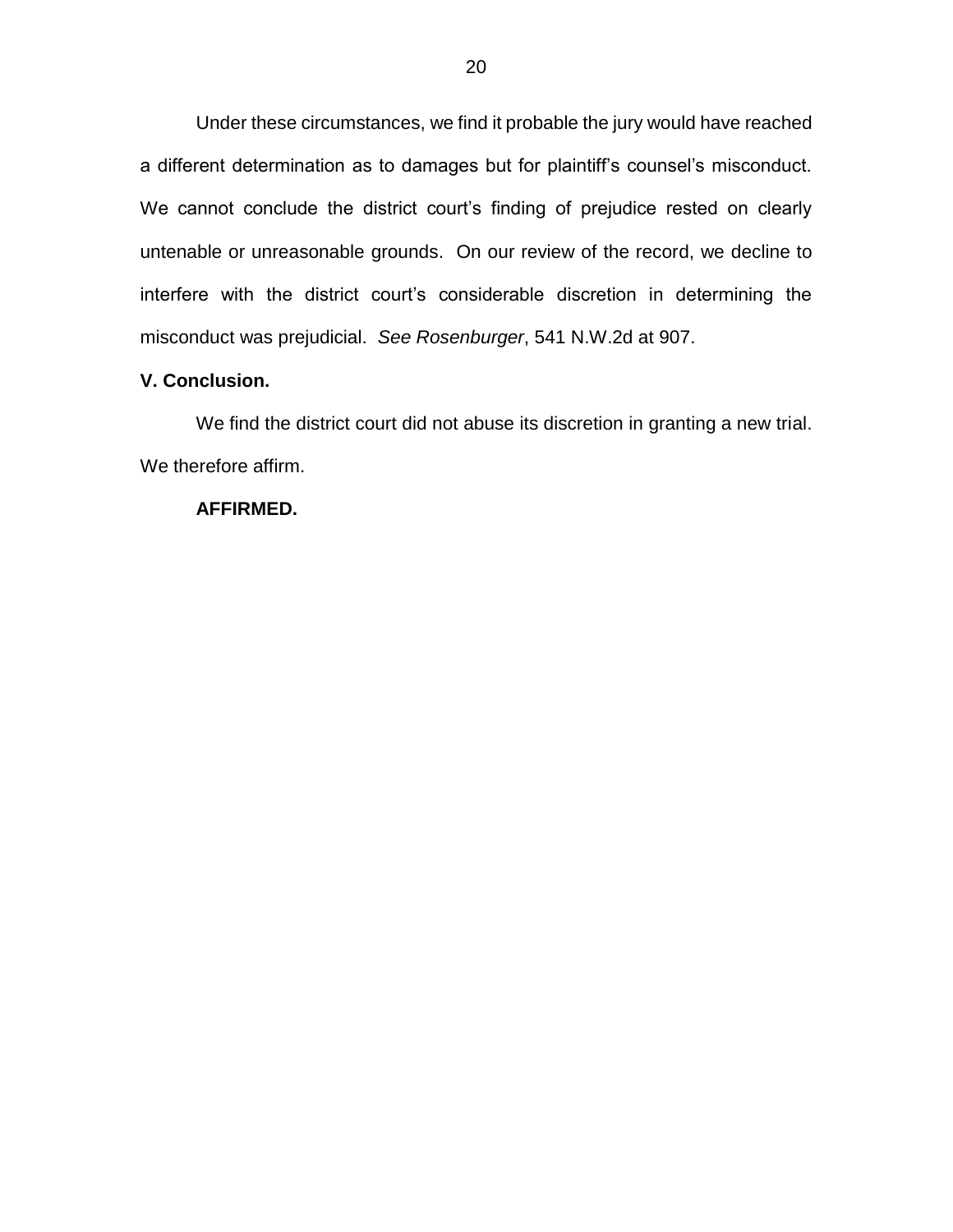Under these circumstances, we find it probable the jury would have reached a different determination as to damages but for plaintiff's counsel's misconduct. We cannot conclude the district court's finding of prejudice rested on clearly untenable or unreasonable grounds. On our review of the record, we decline to interfere with the district court's considerable discretion in determining the misconduct was prejudicial. *See Rosenburger*, 541 N.W.2d at 907.

**V. Conclusion.**

We find the district court did not abuse its discretion in granting a new trial. We therefore affirm.

**AFFIRMED.**